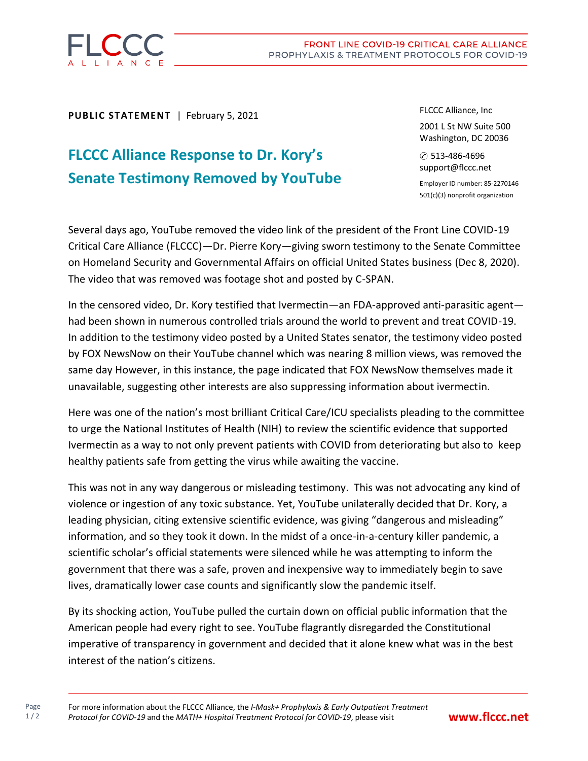**PUBLIC STATEMENT** | February 5, 2021

# FLCCC Alliance Response to Dr. Kory's Senate Testimony Removed by YouTube

FLCCC Alliance, Inc

2001 L St NW Suite 500
Washington, DC 20036

✆ 513-486-4696
support@flccc.net

Employer ID number: 85-2270146
501(c)(3) nonprofit organization

Several days ago, YouTube removed the video link of the president of the Front Line COVID-19 Critical Care Alliance (FLCCC)—Dr. Pierre Kory—giving sworn testimony to the Senate Committee on Homeland Security and Governmental Affairs on official United States business (Dec 8, 2020). The video that was removed was footage shot and posted by C-SPAN.

In the censored video, Dr. Kory testified that Ivermectin—an FDA-approved anti-parasitic agent—had been shown in numerous controlled trials around the world to prevent and treat COVID-19. In addition to the testimony video posted by a United States senator, the testimony video posted by FOX NewsNow on their YouTube channel which was nearing 8 million views, was removed the same day However, in this instance, the page indicated that FOX NewsNow themselves made it unavailable, suggesting other interests are also suppressing information about ivermectin.

Here was one of the nation's most brilliant Critical Care/ICU specialists pleading to the committee to urge the National Institutes of Health (NIH) to review the scientific evidence that supported Ivermectin as a way to not only prevent patients with COVID from deteriorating but also to keep healthy patients safe from getting the virus while awaiting the vaccine.

This was not in any way dangerous or misleading testimony. This was not advocating any kind of violence or ingestion of any toxic substance. Yet, YouTube unilaterally decided that Dr. Kory, a leading physician, citing extensive scientific evidence, was giving "dangerous and misleading" information, and so they took it down. In the midst of a once-in-a-century killer pandemic, a scientific scholar's official statements were silenced while he was attempting to inform the government that there was a safe, proven and inexpensive way to immediately begin to save lives, dramatically lower case counts and significantly slow the pandemic itself.

By its shocking action, YouTube pulled the curtain down on official public information that the American people had every right to see. YouTube flagrantly disregarded the Constitutional imperative of transparency in government and decided that it alone knew what was in the best interest of the nation's citizens.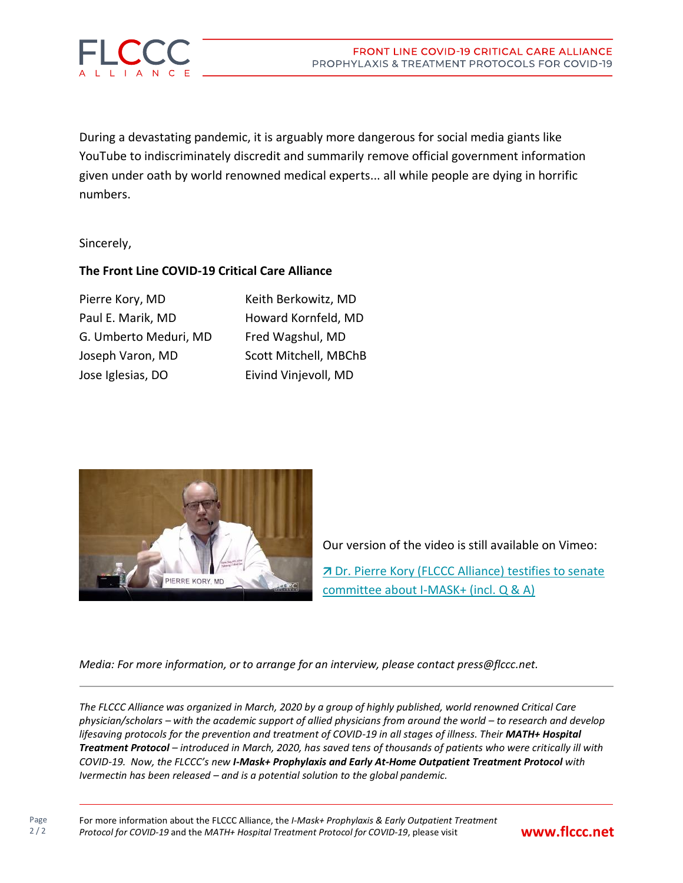During a devastating pandemic, it is arguably more dangerous for social media giants like YouTube to indiscriminately discredit and summarily remove official government information given under oath by world renowned medical experts... all while people are dying in horrific numbers.

Sincerely,

**The Front Line COVID-19 Critical Care Alliance**

Pierre Kory, MD
Paul E. Marik, MD
G. Umberto Meduri, MD
Joseph Varon, MD
Jose Iglesias, DO
Keith Berkowitz, MD
Howard Kornfeld, MD
Fred Wagshul, MD
Scott Mitchell, MBChB
Eivind Vinjevoll, MD

Our version of the video is still available on Vimeo:

↗ Dr. Pierre Kory (FLCCC Alliance) testifies to senate committee about I-MASK+ (incl. Q & A)

*Media: For more information, or to arrange for an interview, please contact press@flccc.net.*

---

*The FLCCC Alliance was organized in March, 2020 by a group of highly published, world renowned Critical Care physician/scholars – with the academic support of allied physicians from around the world – to research and develop lifesaving protocols for the prevention and treatment of COVID-19 in all stages of illness. Their* ***MATH+ Hospital Treatment Protocol*** *– introduced in March, 2020, has saved tens of thousands of patients who were critically ill with COVID-19. Now, the FLCCC's new* ***I-Mask+ Prophylaxis and Early At-Home Outpatient Treatment Protocol*** *with Ivermectin has been released – and is a potential solution to the global pandemic.*

For more information about the FLCCC Alliance, the *I-Mask+ Prophylaxis & Early Outpatient Treatment Protocol for COVID-19* and the *MATH+ Hospital Treatment Protocol for COVID-19*, please visit **www.flccc.net**